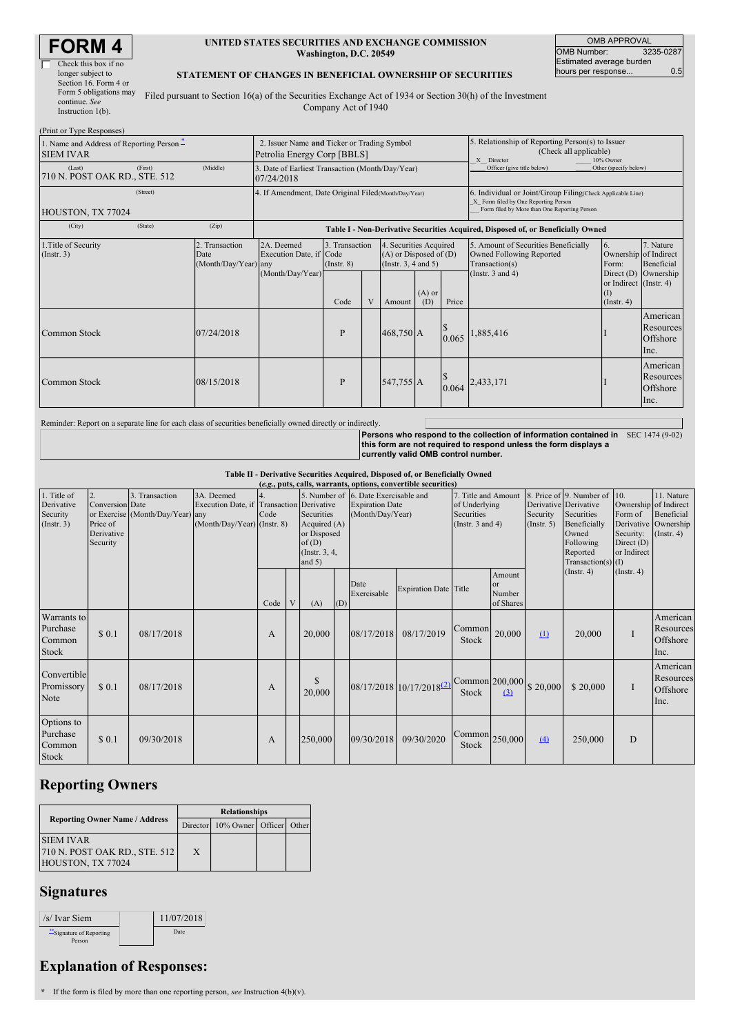# FORM 4

☐ Check this box if no longer subject to Section 16. Form 4 or Form 5 obligations may continue. *See* Instruction 1(b).

**UNITED STATES SECURITIES AND EXCHANGE COMMISSION**
**Washington, D.C. 20549**

**STATEMENT OF CHANGES IN BENEFICIAL OWNERSHIP OF SECURITIES**

Filed pursuant to Section 16(a) of the Securities Exchange Act of 1934 or Section 30(h) of the Investment Company Act of 1940

| OMB APPROVAL | |
|---|---|
| OMB Number: | 3235-0287 |
| Estimated average burden hours per response... | 0.5 |

(Print or Type Responses)

| | | |
|---|---|---|
| 1. Name and Address of Reporting Person *<br>SIEM IVAR<br>(Last) (First) (Middle)<br>710 N. POST OAK RD., STE. 512<br>(Street)<br>HOUSTON, TX 77024<br>(City) (State) (Zip) | 2. Issuer Name **and** Ticker or Trading Symbol<br>Petrolia Energy Corp [BBLS] | 5. Relationship of Reporting Person(s) to Issuer (Check all applicable)<br>_X_ Director ____ 10% Owner<br>____ Officer (give title below) ____ Other (specify below) |
| | 3. Date of Earliest Transaction (Month/Day/Year)<br>07/24/2018 | |
| | 4. If Amendment, Date Original Filed (Month/Day/Year) | 6. Individual or Joint/Group Filing (Check Applicable Line)<br>_X_ Form filed by One Reporting Person<br>___ Form filed by More than One Reporting Person |

**Table I - Non-Derivative Securities Acquired, Disposed of, or Beneficially Owned**

| 1.Title of Security (Instr. 3) | 2. Transaction Date (Month/Day/Year) | 2A. Deemed Execution Date, if any (Month/Day/Year) | 3. Transaction Code (Instr. 8) | | 4. Securities Acquired (A) or Disposed of (D) (Instr. 3, 4 and 5) | | | 5. Amount of Securities Beneficially Owned Following Reported Transaction(s) (Instr. 3 and 4) | 6. Ownership Form: Direct (D) or Indirect (I) (Instr. 4) | 7. Nature of Indirect Beneficial Ownership (Instr. 4) |
|---|---|---|---|---|---|---|---|---|---|---|
| | | | Code | V | Amount | (A) or (D) | Price | | | |
| Common Stock | 07/24/2018 | | P | | 468,750 | A | $ 0.065 | 1,885,416 | I | American Resources Offshore Inc. |
| Common Stock | 08/15/2018 | | P | | 547,755 | A | $ 0.064 | 2,433,171 | I | American Resources Offshore Inc. |

Reminder: Report on a separate line for each class of securities beneficially owned directly or indirectly.

**Persons who respond to the collection of information contained in this form are not required to respond unless the form displays a currently valid OMB control number.** SEC 1474 (9-02)

**Table II - Derivative Securities Acquired, Disposed of, or Beneficially Owned**
***(e.g., puts, calls, warrants, options, convertible securities)***

| 1. Title of Derivative Security (Instr. 3) | 2. Conversion or Exercise Price of Derivative Security | 3. Transaction Date (Month/Day/Year) | 3A. Deemed Execution Date, if any (Month/Day/Year) | 4. Transaction Code (Instr. 8) | | 5. Number of Derivative Securities Acquired (A) or Disposed of (D) (Instr. 3, 4, and 5) | | 6. Date Exercisable and Expiration Date (Month/Day/Year) | | 7. Title and Amount of Underlying Securities (Instr. 3 and 4) | | 8. Price of Derivative Security (Instr. 5) | 9. Number of Derivative Securities Beneficially Owned Following Reported Transaction(s) (Instr. 4) | 10. Ownership Form of Derivative Security: Direct (D) or Indirect (I) (Instr. 4) | 11. Nature of Indirect Beneficial Ownership (Instr. 4) |
|---|---|---|---|---|---|---|---|---|---|---|---|---|---|---|---|
| | | | | Code | V | (A) | (D) | Date Exercisable | Expiration Date | Title | Amount or Number of Shares | | | | |
| Warrants to Purchase Common Stock | $ 0.1 | 08/17/2018 | | A | | 20,000 | | 08/17/2018 | 08/17/2019 | Common Stock | 20,000 | (1) | 20,000 | I | American Resources Offshore Inc. |
| Convertible Promissory Note | $ 0.1 | 08/17/2018 | | A | | $ 20,000 | | 08/17/2018 | 10/17/2018 (2) | Common Stock | 200,000 (3) | $ 20,000 | $ 20,000 | I | American Resources Offshore Inc. |
| Options to Purchase Common Stock | $ 0.1 | 09/30/2018 | | A | | 250,000 | | 09/30/2018 | 09/30/2020 | Common Stock | 250,000 | (4) | 250,000 | D | |

## Reporting Owners

| Reporting Owner Name / Address | Relationships | | | |
|---|---|---|---|---|
| | Director | 10% Owner | Officer | Other |
| SIEM IVAR<br>710 N. POST OAK RD., STE. 512<br>HOUSTON, TX 77024 | X | | | |

## Signatures

| | |
|---|---|
| /s/ Ivar Siem | 11/07/2018 |
| **Signature of Reporting Person | Date |

## Explanation of Responses:

\* If the form is filed by more than one reporting person, *see* Instruction 4(b)(v).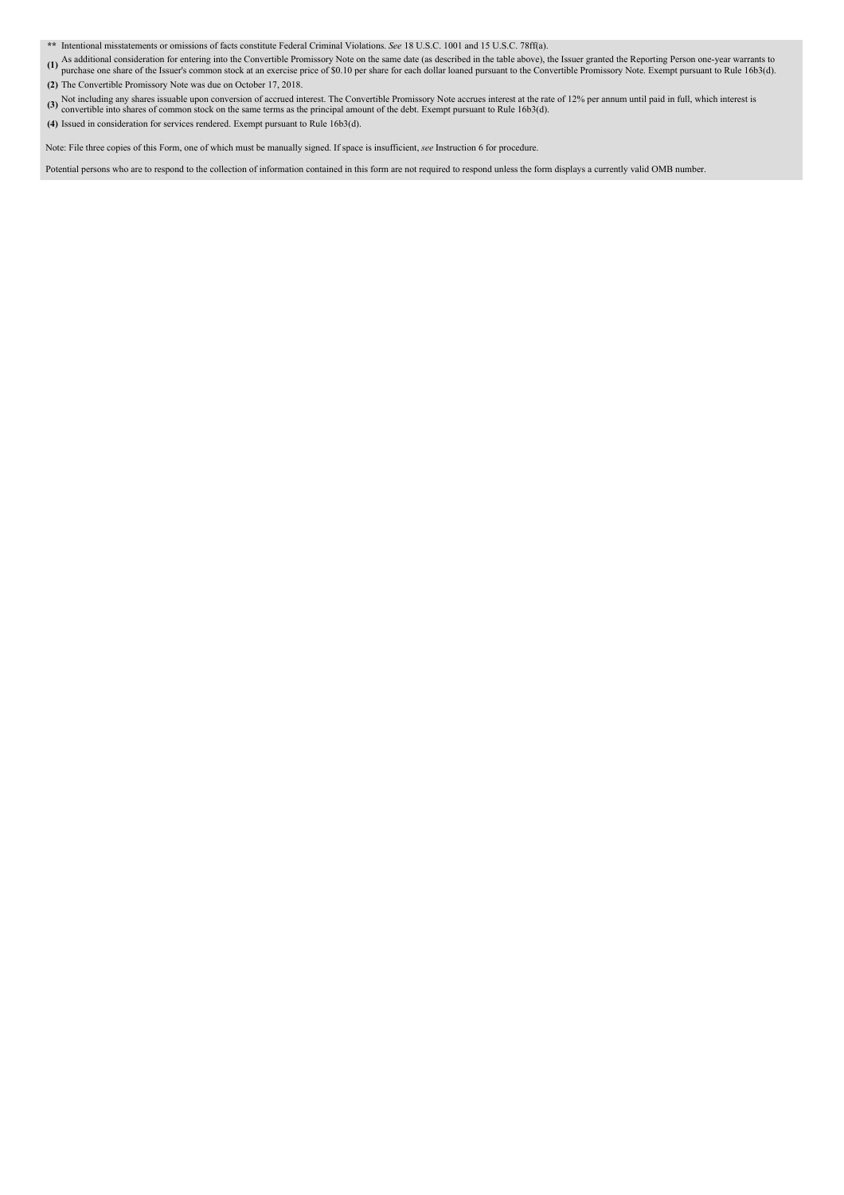** Intentional misstatements or omissions of facts constitute Federal Criminal Violations. *See* 18 U.S.C. 1001 and 15 U.S.C. 78ff(a).

**(1)** As additional consideration for entering into the Convertible Promissory Note on the same date (as described in the table above), the Issuer granted the Reporting Person one-year warrants to purchase one share of the Issuer's common stock at an exercise price of $0.10 per share for each dollar loaned pursuant to the Convertible Promissory Note. Exempt pursuant to Rule 16b3(d).

**(2)** The Convertible Promissory Note was due on October 17, 2018.

**(3)** Not including any shares issuable upon conversion of accrued interest. The Convertible Promissory Note accrues interest at the rate of 12% per annum until paid in full, which interest is convertible into shares of common stock on the same terms as the principal amount of the debt. Exempt pursuant to Rule 16b3(d).

**(4)** Issued in consideration for services rendered. Exempt pursuant to Rule 16b3(d).

Note: File three copies of this Form, one of which must be manually signed. If space is insufficient, *see* Instruction 6 for procedure.

Potential persons who are to respond to the collection of information contained in this form are not required to respond unless the form displays a currently valid OMB number.